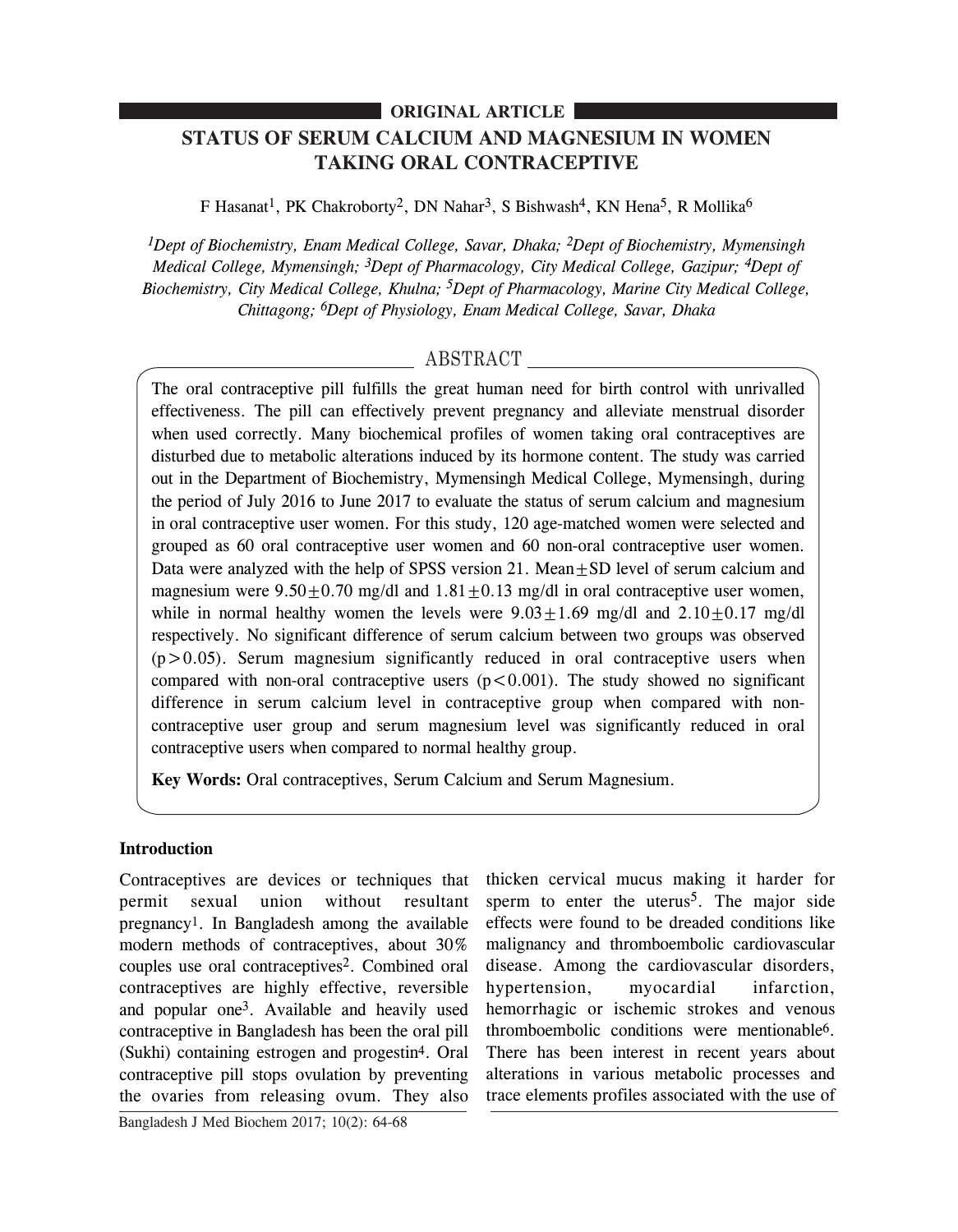ORIGINAL ARTICLE

# STATUS OF SERUM CALCIUM AND MAGNESIUM IN WOMEN TAKING ORAL CONTRACEPTIVE

F Hasanat[1], PK Chakroborty[2], DN Nahar[3], S Bishwash[4], KN Hena[5], R Mollika[6]

*[1]Dept of Biochemistry, Enam Medical College, Savar, Dhaka; [2]Dept of Biochemistry, Mymensingh Medical College, Mymensingh; [3]Dept of Pharmacology, City Medical College, Gazipur; [4]Dept of Biochemistry, City Medical College, Khulna; [5]Dept of Pharmacology, Marine City Medical College, Chittagong; [6]Dept of Physiology, Enam Medical College, Savar, Dhaka*

## ABSTRACT

The oral contraceptive pill fulfills the great human need for birth control with unrivalled effectiveness. The pill can effectively prevent pregnancy and alleviate menstrual disorder when used correctly. Many biochemical profiles of women taking oral contraceptives are disturbed due to metabolic alterations induced by its hormone content. The study was carried out in the Department of Biochemistry, Mymensingh Medical College, Mymensingh, during the period of July 2016 to June 2017 to evaluate the status of serum calcium and magnesium in oral contraceptive user women. For this study, 120 age-matched women were selected and grouped as 60 oral contraceptive user women and 60 non-oral contraceptive user women. Data were analyzed with the help of SPSS version 21. Mean±SD level of serum calcium and magnesium were $9.50 \pm 0.70$ mg/dl and $1.81 \pm 0.13$ mg/dl in oral contraceptive user women, while in normal healthy women the levels were $9.03 \pm 1.69$ mg/dl and $2.10 \pm 0.17$ mg/dl respectively. No significant difference of serum calcium between two groups was observed ($p > 0.05$). Serum magnesium significantly reduced in oral contraceptive users when compared with non-oral contraceptive users ($p < 0.001$). The study showed no significant difference in serum calcium level in contraceptive group when compared with non-contraceptive user group and serum magnesium level was significantly reduced in oral contraceptive users when compared to normal healthy group.

**Key Words:** Oral contraceptives, Serum Calcium and Serum Magnesium.

## Introduction

Contraceptives are devices or techniques that permit sexual union without resultant pregnancy[1]. In Bangladesh among the available modern methods of contraceptives, about 30% couples use oral contraceptives[2]. Combined oral contraceptives are highly effective, reversible and popular one[3]. Available and heavily used contraceptive in Bangladesh has been the oral pill (Sukhi) containing estrogen and progestin[4]. Oral contraceptive pill stops ovulation by preventing the ovaries from releasing ovum. They also thicken cervical mucus making it harder for sperm to enter the uterus[5]. The major side effects were found to be dreaded conditions like malignancy and thromboembolic cardiovascular disease. Among the cardiovascular disorders, hypertension, myocardial infarction, hemorrhagic or ischemic strokes and venous thromboembolic conditions were mentionable[6]. There has been interest in recent years about alterations in various metabolic processes and trace elements profiles associated with the use of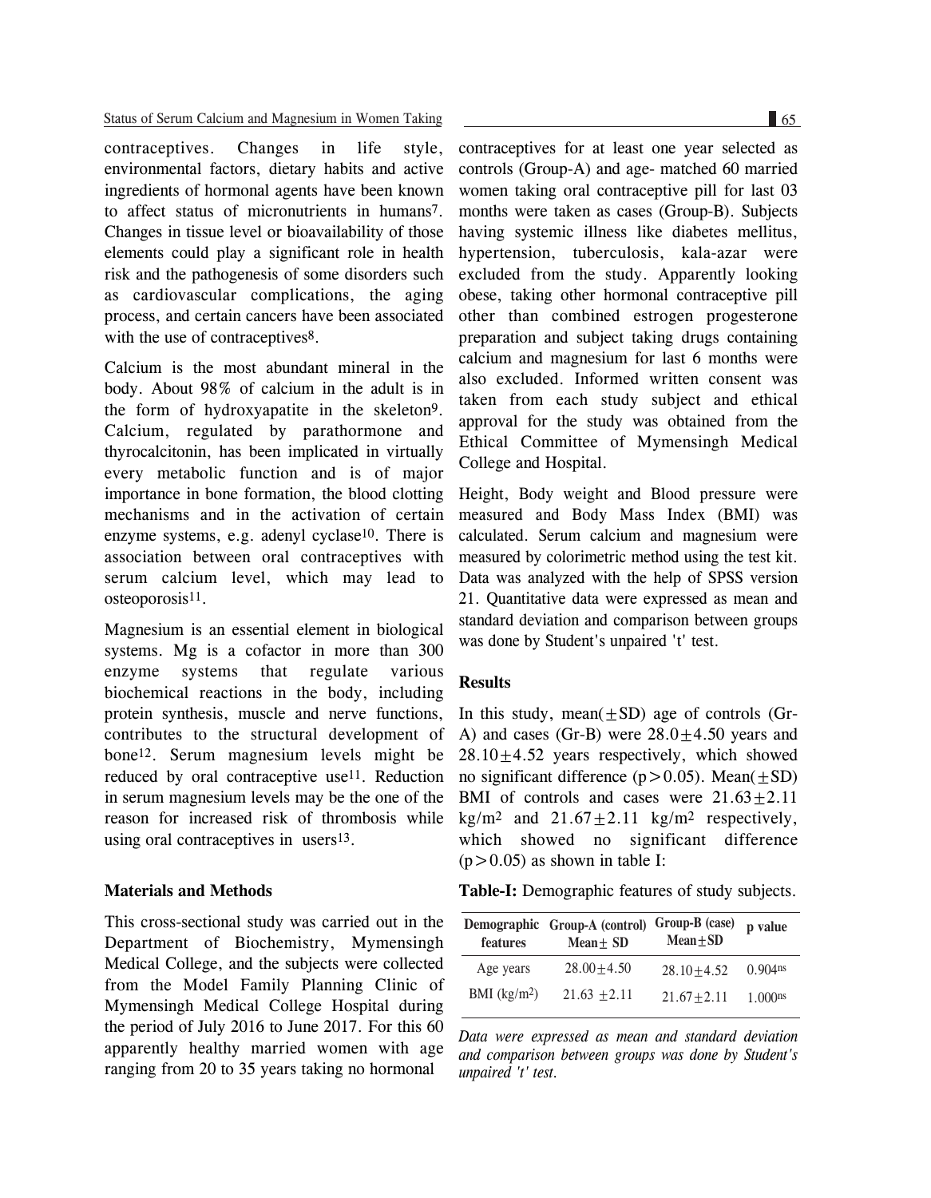contraceptives. Changes in life style, environmental factors, dietary habits and active ingredients of hormonal agents have been known to affect status of micronutrients in humans[7]. Changes in tissue level or bioavailability of those elements could play a significant role in health risk and the pathogenesis of some disorders such as cardiovascular complications, the aging process, and certain cancers have been associated with the use of contraceptives[8].

Calcium is the most abundant mineral in the body. About 98% of calcium in the adult is in the form of hydroxyapatite in the skeleton[9]. Calcium, regulated by parathormone and thyrocalcitonin, has been implicated in virtually every metabolic function and is of major importance in bone formation, the blood clotting mechanisms and in the activation of certain enzyme systems, e.g. adenyl cyclase[10]. There is association between oral contraceptives with serum calcium level, which may lead to osteoporosis[11].

Magnesium is an essential element in biological systems. Mg is a cofactor in more than 300 enzyme systems that regulate various biochemical reactions in the body, including protein synthesis, muscle and nerve functions, contributes to the structural development of bone[12]. Serum magnesium levels might be reduced by oral contraceptive use[11]. Reduction in serum magnesium levels may be the one of the reason for increased risk of thrombosis while using oral contraceptives in users[13].

## Materials and Methods

This cross-sectional study was carried out in the Department of Biochemistry, Mymensingh Medical College, and the subjects were collected from the Model Family Planning Clinic of Mymensingh Medical College Hospital during the period of July 2016 to June 2017. For this 60 apparently healthy married women with age ranging from 20 to 35 years taking no hormonal contraceptives for at least one year selected as controls (Group-A) and age- matched 60 married women taking oral contraceptive pill for last 03 months were taken as cases (Group-B). Subjects having systemic illness like diabetes mellitus, hypertension, tuberculosis, kala-azar were excluded from the study. Apparently looking obese, taking other hormonal contraceptive pill other than combined estrogen progesterone preparation and subject taking drugs containing calcium and magnesium for last 6 months were also excluded. Informed written consent was taken from each study subject and ethical approval for the study was obtained from the Ethical Committee of Mymensingh Medical College and Hospital.

Height, Body weight and Blood pressure were measured and Body Mass Index (BMI) was calculated. Serum calcium and magnesium were measured by colorimetric method using the test kit. Data was analyzed with the help of SPSS version 21. Quantitative data were expressed as mean and standard deviation and comparison between groups was done by Student's unpaired 't' test.

## Results

In this study, mean($\pm$SD) age of controls (Gr-A) and cases (Gr-B) were $28.0\pm4.50$ years and $28.10\pm4.52$ years respectively, which showed no significant difference ($p>0.05$). Mean($\pm$SD) BMI of controls and cases were $21.63\pm2.11$ kg/m$^2$ and $21.67\pm2.11$ kg/m$^2$ respectively, which showed no significant difference ($p>0.05$) as shown in table I:

**Table-I:** Demographic features of study subjects.

| Demographic features | Group-A (control) Mean$\pm$ SD | Group-B (case) Mean$\pm$SD | p value |
|---|---|---|---|
| Age years | $28.00\pm4.50$ | $28.10\pm4.52$ | 0.904$^{ns}$ |
| BMI (kg/m$^2$) | $21.63\pm2.11$ | $21.67\pm2.11$ | 1.000$^{ns}$ |

*Data were expressed as mean and standard deviation and comparison between groups was done by Student's unpaired 't' test.*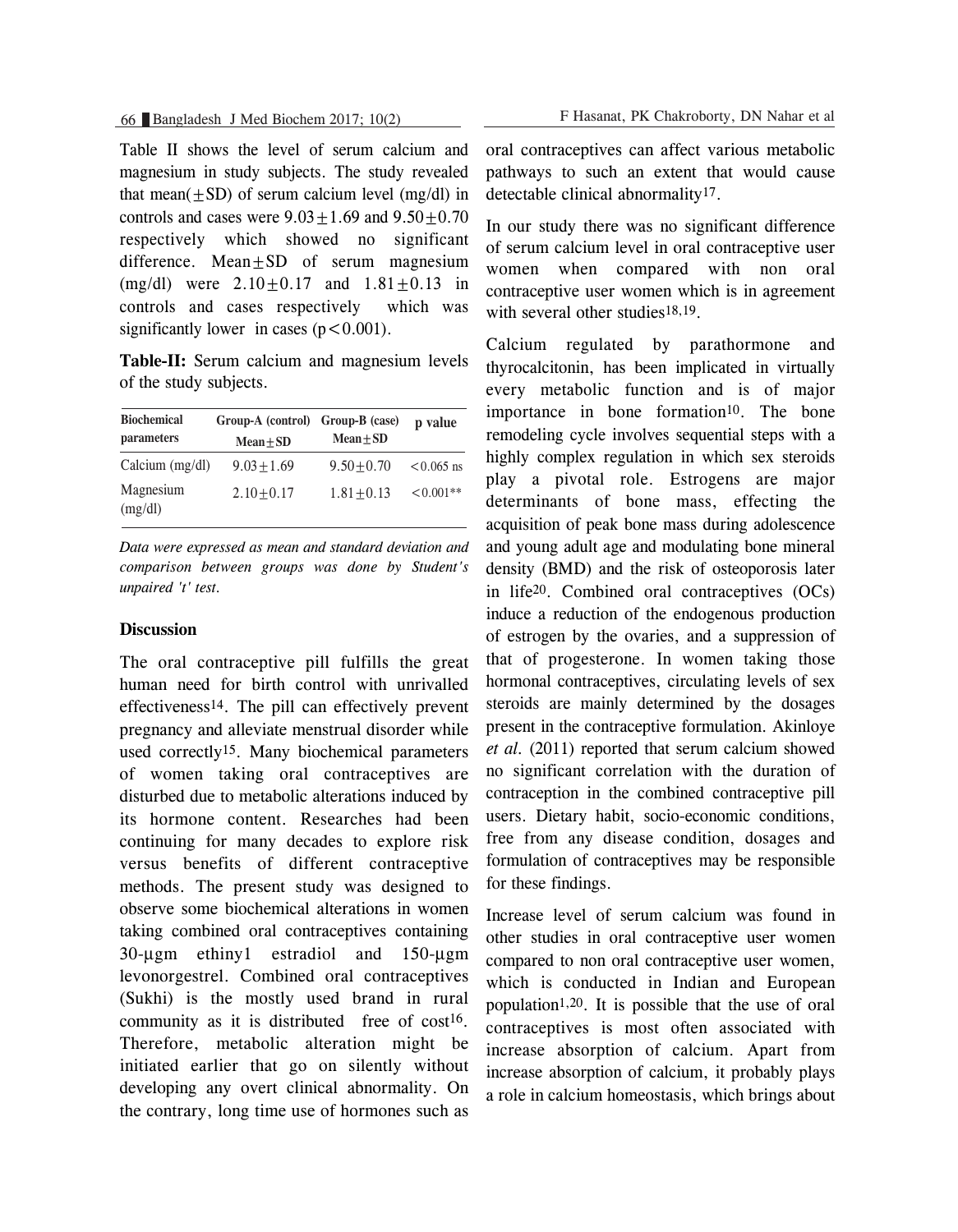Table II shows the level of serum calcium and magnesium in study subjects. The study revealed that mean($\pm$SD) of serum calcium level (mg/dl) in controls and cases were 9.03$\pm$1.69 and 9.50$\pm$0.70 respectively which showed no significant difference. Mean$\pm$SD of serum magnesium (mg/dl) were 2.10$\pm$0.17 and 1.81$\pm$0.13 in controls and cases respectively which was significantly lower in cases ($p<0.001$).

**Table-II:** Serum calcium and magnesium levels of the study subjects.

| Biochemical parameters | Group-A (control) Mean$\pm$SD | Group-B (case) Mean$\pm$SD | p value |
|---|---|---|---|
| Calcium (mg/dl) | 9.03$\pm$1.69 | 9.50$\pm$0.70 | <0.065 ns |
| Magnesium (mg/dl) | 2.10$\pm$0.17 | 1.81$\pm$0.13 | <0.001** |

*Data were expressed as mean and standard deviation and comparison between groups was done by Student's unpaired 't' test.*

## Discussion

The oral contraceptive pill fulfills the great human need for birth control with unrivalled effectiveness[14]. The pill can effectively prevent pregnancy and alleviate menstrual disorder while used correctly[15]. Many biochemical parameters of women taking oral contraceptives are disturbed due to metabolic alterations induced by its hormone content. Researches had been continuing for many decades to explore risk versus benefits of different contraceptive methods. The present study was designed to observe some biochemical alterations in women taking combined oral contraceptives containing 30-µgm ethiny1 estradiol and 150-µgm levonorgestrel. Combined oral contraceptives (Sukhi) is the mostly used brand in rural community as it is distributed free of cost[16]. Therefore, metabolic alteration might be initiated earlier that go on silently without developing any overt clinical abnormality. On the contrary, long time use of hormones such as oral contraceptives can affect various metabolic pathways to such an extent that would cause detectable clinical abnormality[17].

In our study there was no significant difference of serum calcium level in oral contraceptive user women when compared with non oral contraceptive user women which is in agreement with several other studies[18,19].

Calcium regulated by parathormone and thyrocalcitonin, has been implicated in virtually every metabolic function and is of major importance in bone formation[10]. The bone remodeling cycle involves sequential steps with a highly complex regulation in which sex steroids play a pivotal role. Estrogens are major determinants of bone mass, effecting the acquisition of peak bone mass during adolescence and young adult age and modulating bone mineral density (BMD) and the risk of osteoporosis later in life[20]. Combined oral contraceptives (OCs) induce a reduction of the endogenous production of estrogen by the ovaries, and a suppression of that of progesterone. In women taking those hormonal contraceptives, circulating levels of sex steroids are mainly determined by the dosages present in the contraceptive formulation. Akinloye *et al.* (2011) reported that serum calcium showed no significant correlation with the duration of contraception in the combined contraceptive pill users. Dietary habit, socio-economic conditions, free from any disease condition, dosages and formulation of contraceptives may be responsible for these findings.

Increase level of serum calcium was found in other studies in oral contraceptive user women compared to non oral contraceptive user women, which is conducted in Indian and European population[1,20]. It is possible that the use of oral contraceptives is most often associated with increase absorption of calcium. Apart from increase absorption of calcium, it probably plays a role in calcium homeostasis, which brings about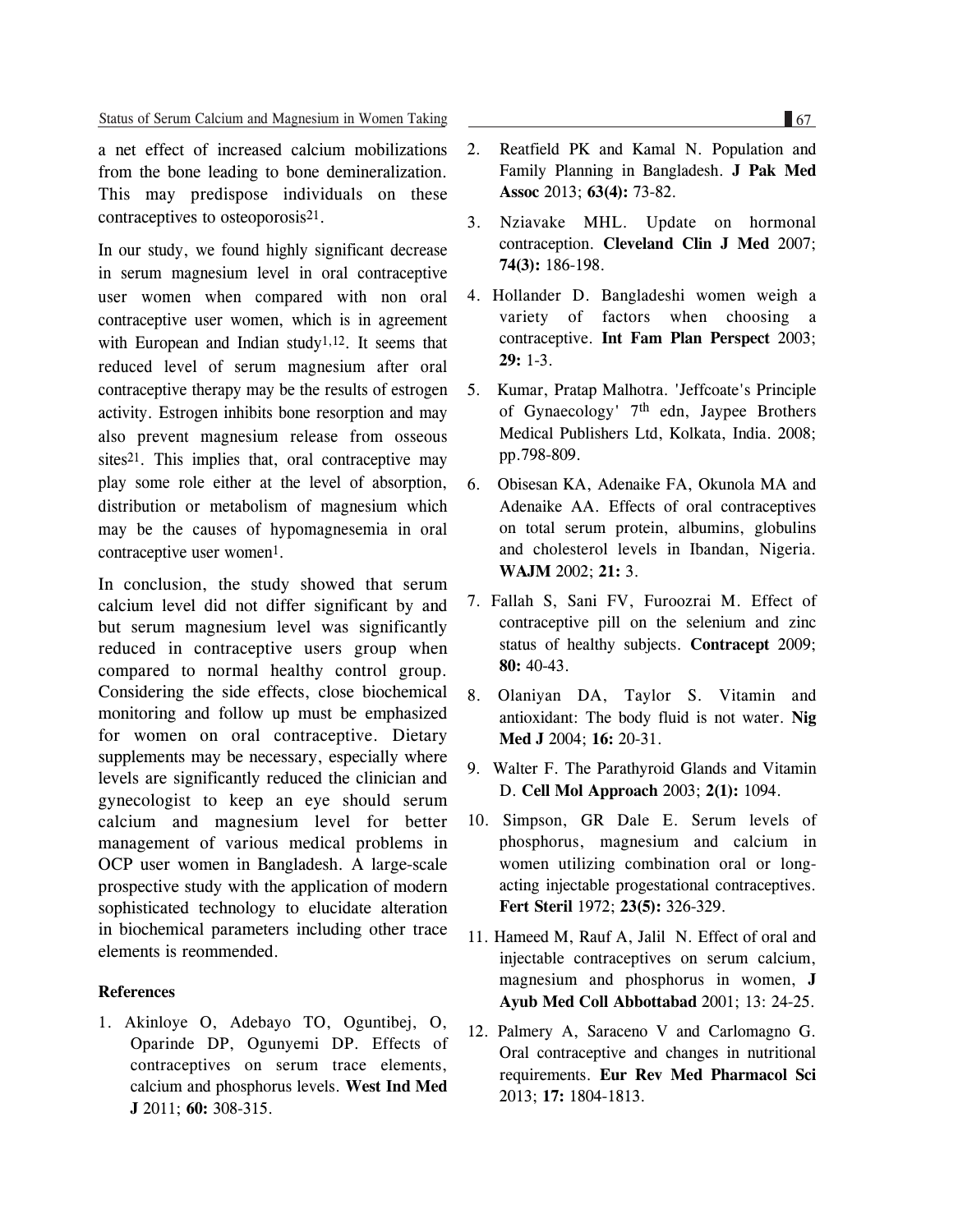a net effect of increased calcium mobilizations from the bone leading to bone demineralization. This may predispose individuals on these contraceptives to osteoporosis[21].

In our study, we found highly significant decrease in serum magnesium level in oral contraceptive user women when compared with non oral contraceptive user women, which is in agreement with European and Indian study[1,12]. It seems that reduced level of serum magnesium after oral contraceptive therapy may be the results of estrogen activity. Estrogen inhibits bone resorption and may also prevent magnesium release from osseous sites[21]. This implies that, oral contraceptive may play some role either at the level of absorption, distribution or metabolism of magnesium which may be the causes of hypomagnesemia in oral contraceptive user women[1].

In conclusion, the study showed that serum calcium level did not differ significant by and but serum magnesium level was significantly reduced in contraceptive users group when compared to normal healthy control group. Considering the side effects, close biochemical monitoring and follow up must be emphasized for women on oral contraceptive. Dietary supplements may be necessary, especially where levels are significantly reduced the clinician and gynecologist to keep an eye should serum calcium and magnesium level for better management of various medical problems in OCP user women in Bangladesh. A large-scale prospective study with the application of modern sophisticated technology to elucidate alteration in biochemical parameters including other trace elements is reommended.

## References

1. Akinloye O, Adebayo TO, Oguntibej, O, Oparinde DP, Ogunyemi DP. Effects of contraceptives on serum trace elements, calcium and phosphorus levels. **West Ind Med J** 2011; **60:** 308-315.
2. Reatfield PK and Kamal N. Population and Family Planning in Bangladesh. **J Pak Med Assoc** 2013; **63(4):** 73-82.
3. Nziavake MHL. Update on hormonal contraception. **Cleveland Clin J Med** 2007; **74(3):** 186-198.
4. Hollander D. Bangladeshi women weigh a variety of factors when choosing a contraceptive. **Int Fam Plan Perspect** 2003; **29:** 1-3.
5. Kumar, Pratap Malhotra. 'Jeffcoate's Principle of Gynaecology' 7th edn, Jaypee Brothers Medical Publishers Ltd, Kolkata, India. 2008; pp.798-809.
6. Obisesan KA, Adenaike FA, Okunola MA and Adenaike AA. Effects of oral contraceptives on total serum protein, albumins, globulins and cholesterol levels in Ibandan, Nigeria. **WAJM** 2002; **21:** 3.
7. Fallah S, Sani FV, Furoozrai M. Effect of contraceptive pill on the selenium and zinc status of healthy subjects. **Contracept** 2009; **80:** 40-43.
8. Olaniyan DA, Taylor S. Vitamin and antioxidant: The body fluid is not water. **Nig Med J** 2004; **16:** 20-31.
9. Walter F. The Parathyroid Glands and Vitamin D. **Cell Mol Approach** 2003; **2(1):** 1094.
10. Simpson, GR Dale E. Serum levels of phosphorus, magnesium and calcium in women utilizing combination oral or long-acting injectable progestational contraceptives. **Fert Steril** 1972; **23(5):** 326-329.
11. Hameed M, Rauf A, Jalil N. Effect of oral and injectable contraceptives on serum calcium, magnesium and phosphorus in women, **J Ayub Med Coll Abbottabad** 2001; 13: 24-25.
12. Palmery A, Saraceno V and Carlomagno G. Oral contraceptive and changes in nutritional requirements. **Eur Rev Med Pharmacol Sci** 2013; **17:** 1804-1813.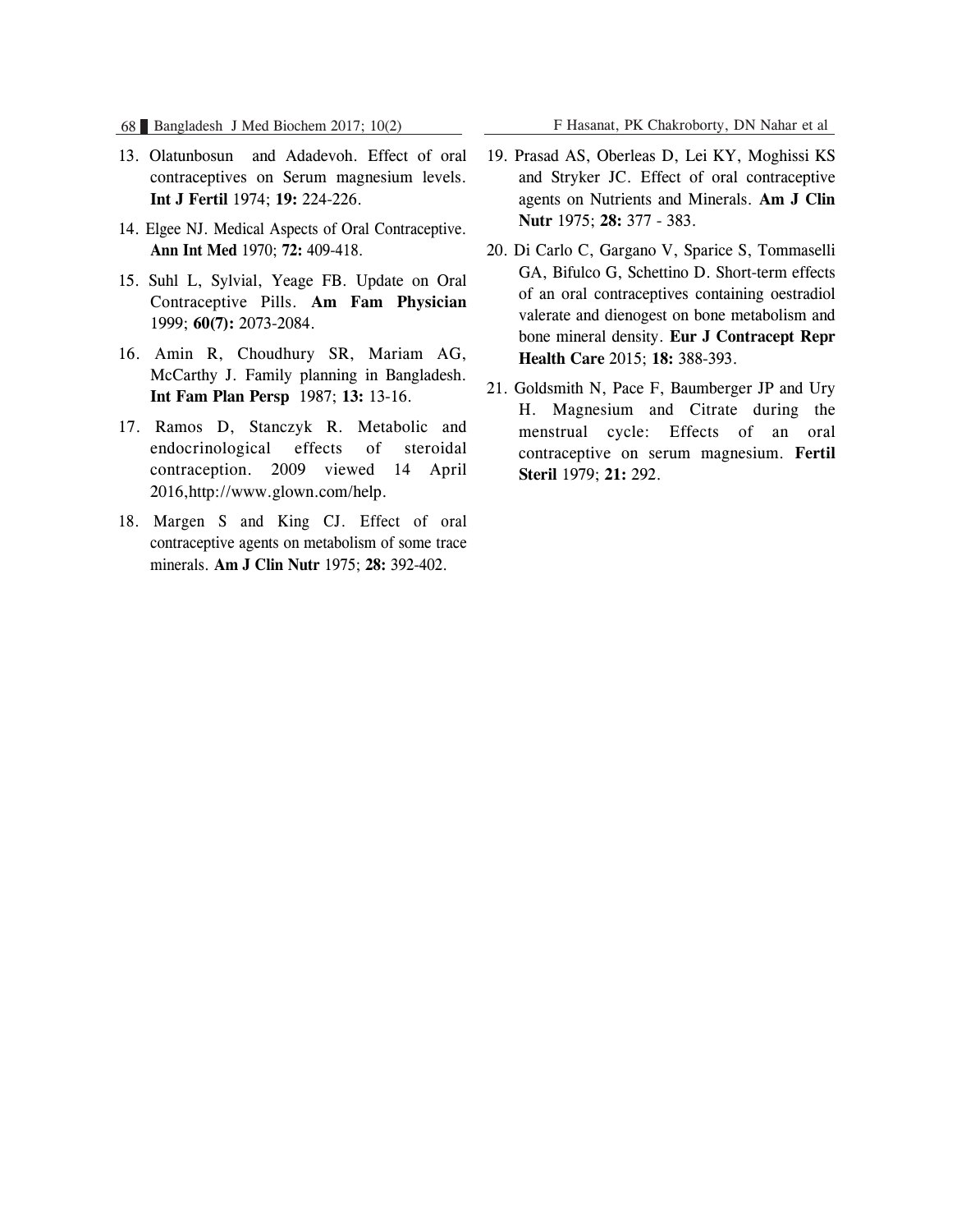13. Olatunbosun and Adadevoh. Effect of oral contraceptives on Serum magnesium levels. **Int J Fertil** 1974; **19:** 224-226.

14. Elgee NJ. Medical Aspects of Oral Contraceptive. **Ann Int Med** 1970; **72:** 409-418.

15. Suhl L, Sylvial, Yeage FB. Update on Oral Contraceptive Pills. **Am Fam Physician** 1999; **60(7):** 2073-2084.

16. Amin R, Choudhury SR, Mariam AG, McCarthy J. Family planning in Bangladesh. **Int Fam Plan Persp** 1987; **13:** 13-16.

17. Ramos D, Stanczyk R. Metabolic and endocrinological effects of steroidal contraception. 2009 viewed 14 April 2016,http://www.glown.com/help.

18. Margen S and King CJ. Effect of oral contraceptive agents on metabolism of some trace minerals. **Am J Clin Nutr** 1975; **28:** 392-402.

19. Prasad AS, Oberleas D, Lei KY, Moghissi KS and Stryker JC. Effect of oral contraceptive agents on Nutrients and Minerals. **Am J Clin Nutr** 1975; **28:** 377 - 383.

20. Di Carlo C, Gargano V, Sparice S, Tommaselli GA, Bifulco G, Schettino D. Short-term effects of an oral contraceptives containing oestradiol valerate and dienogest on bone metabolism and bone mineral density. **Eur J Contracept Repr Health Care** 2015; **18:** 388-393.

21. Goldsmith N, Pace F, Baumberger JP and Ury H. Magnesium and Citrate during the menstrual cycle: Effects of an oral contraceptive on serum magnesium. **Fertil Steril** 1979; **21:** 292.